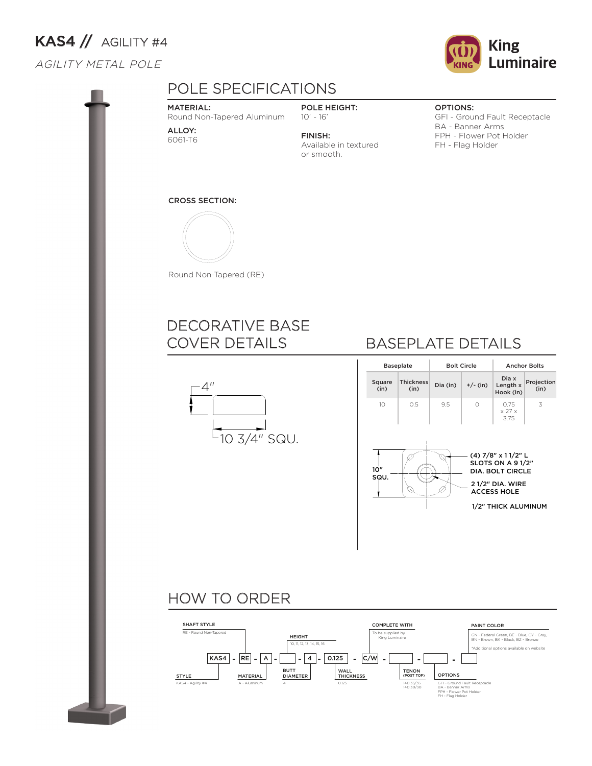# KAS4 // AGILITY #4

*AGILITY METAL POLE*

King Luminaire

## POLE SPECIFICATIONS

**MATERIAL:**
Round Non-Tapered Aluminum

**ALLOY:**
6061-T6

**POLE HEIGHT:**
10' - 16'

**FINISH:**
Available in textured or smooth.

**OPTIONS:**
GFI - Ground Fault Receptacle
BA - Banner Arms
FPH - Flower Pot Holder
FH - Flag Holder

**CROSS SECTION:**

Round Non-Tapered (RE)

## DECORATIVE BASE COVER DETAILS

4"

10 3/4" SQU.

## BASEPLATE DETAILS

| Baseplate | | Bolt Circle | | Anchor Bolts | |
|---|---|---|---|---|---|
| Square (in) | Thickness (in) | Dia (in) | +/- (in) | Dia x Length x Hook (in) | Projection (in) |
| 10 | 0.5 | 9.5 | 0 | 0.75 x 27 x 3.75 | 3 |

10" SQU.

(4) 7/8" x 1 1/2" L SLOTS ON A 9 1/2" DIA. BOLT CIRCLE

2 1/2" DIA. WIRE ACCESS HOLE

1/2" THICK ALUMINUM

## HOW TO ORDER

KAS4 - RE - A - [ ] - 4 - 0.125 - C/W - [ ] - [ ] - [ ]

**STYLE**
KAS4 - Agility #4

**SHAFT STYLE**
RE - Round Non-Tapered

**MATERIAL**
A - Aluminum

**HEIGHT**
10, 11, 12, 13, 14, 15, 16

**BUTT DIAMETER**
4

**WALL THICKNESS**
0.125

**COMPLETE WITH**
To be supplied by King Luminaire

**TENON (POST TOP)**
140 35/35
140 30/30

**OPTIONS**
GFI - Ground Fault Receptacle
BA - Banner Arms
FPH - Flower Pot Holder
FH - Flag Holder

**PAINT COLOR**
GN - Federal Green, BE - Blue, GY - Gray, BN - Brown, BK - Black, BZ - Bronze

*Additional options available on website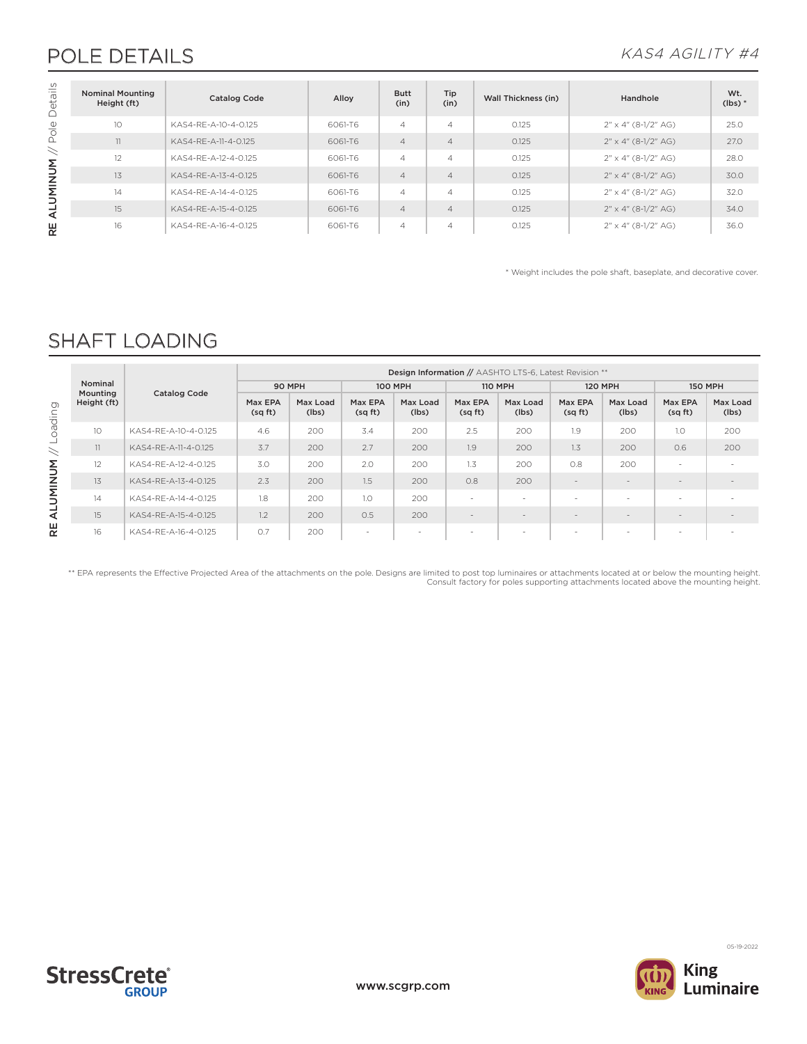# POLE DETAILS

*KAS4 AGILITY #4*

RE ALUMINUM // Pole Details

| Nominal Mounting Height (ft) | Catalog Code | Alloy | Butt (in) | Tip (in) | Wall Thickness (in) | Handhole | Wt. (lbs) * |
|---|---|---|---|---|---|---|---|
| 10 | KAS4-RE-A-10-4-0.125 | 6061-T6 | 4 | 4 | 0.125 | 2" x 4" (8-1/2" AG) | 25.0 |
| 11 | KAS4-RE-A-11-4-0.125 | 6061-T6 | 4 | 4 | 0.125 | 2" x 4" (8-1/2" AG) | 27.0 |
| 12 | KAS4-RE-A-12-4-0.125 | 6061-T6 | 4 | 4 | 0.125 | 2" x 4" (8-1/2" AG) | 28.0 |
| 13 | KAS4-RE-A-13-4-0.125 | 6061-T6 | 4 | 4 | 0.125 | 2" x 4" (8-1/2" AG) | 30.0 |
| 14 | KAS4-RE-A-14-4-0.125 | 6061-T6 | 4 | 4 | 0.125 | 2" x 4" (8-1/2" AG) | 32.0 |
| 15 | KAS4-RE-A-15-4-0.125 | 6061-T6 | 4 | 4 | 0.125 | 2" x 4" (8-1/2" AG) | 34.0 |
| 16 | KAS4-RE-A-16-4-0.125 | 6061-T6 | 4 | 4 | 0.125 | 2" x 4" (8-1/2" AG) | 36.0 |

* Weight includes the pole shaft, baseplate, and decorative cover.

# SHAFT LOADING

RE ALUMINUM // Loading

| Nominal Mounting Height (ft) | Catalog Code | **Design Information //** AASHTO LTS-6, Latest Revision ** | | | | | | | | | |
|---|---|---|---|---|---|---|---|---|---|---|---|
| | | 90 MPH | | 100 MPH | | 110 MPH | | 120 MPH | | 150 MPH | |
| | | Max EPA (sq ft) | Max Load (lbs) | Max EPA (sq ft) | Max Load (lbs) | Max EPA (sq ft) | Max Load (lbs) | Max EPA (sq ft) | Max Load (lbs) | Max EPA (sq ft) | Max Load (lbs) |
| 10 | KAS4-RE-A-10-4-0.125 | 4.6 | 200 | 3.4 | 200 | 2.5 | 200 | 1.9 | 200 | 1.0 | 200 |
| 11 | KAS4-RE-A-11-4-0.125 | 3.7 | 200 | 2.7 | 200 | 1.9 | 200 | 1.3 | 200 | 0.6 | 200 |
| 12 | KAS4-RE-A-12-4-0.125 | 3.0 | 200 | 2.0 | 200 | 1.3 | 200 | 0.8 | 200 | - | - |
| 13 | KAS4-RE-A-13-4-0.125 | 2.3 | 200 | 1.5 | 200 | 0.8 | 200 | - | - | - | - |
| 14 | KAS4-RE-A-14-4-0.125 | 1.8 | 200 | 1.0 | 200 | - | - | - | - | - | - |
| 15 | KAS4-RE-A-15-4-0.125 | 1.2 | 200 | 0.5 | 200 | - | - | - | - | - | - |
| 16 | KAS4-RE-A-16-4-0.125 | 0.7 | 200 | - | - | - | - | - | - | - | - |

** EPA represents the Effective Projected Area of the attachments on the pole. Designs are limited to post top luminaires or attachments located at or below the mounting height. Consult factory for poles supporting attachments located above the mounting height.

05-19-2022

StressCrete GROUP

www.scgrp.com

King Luminaire